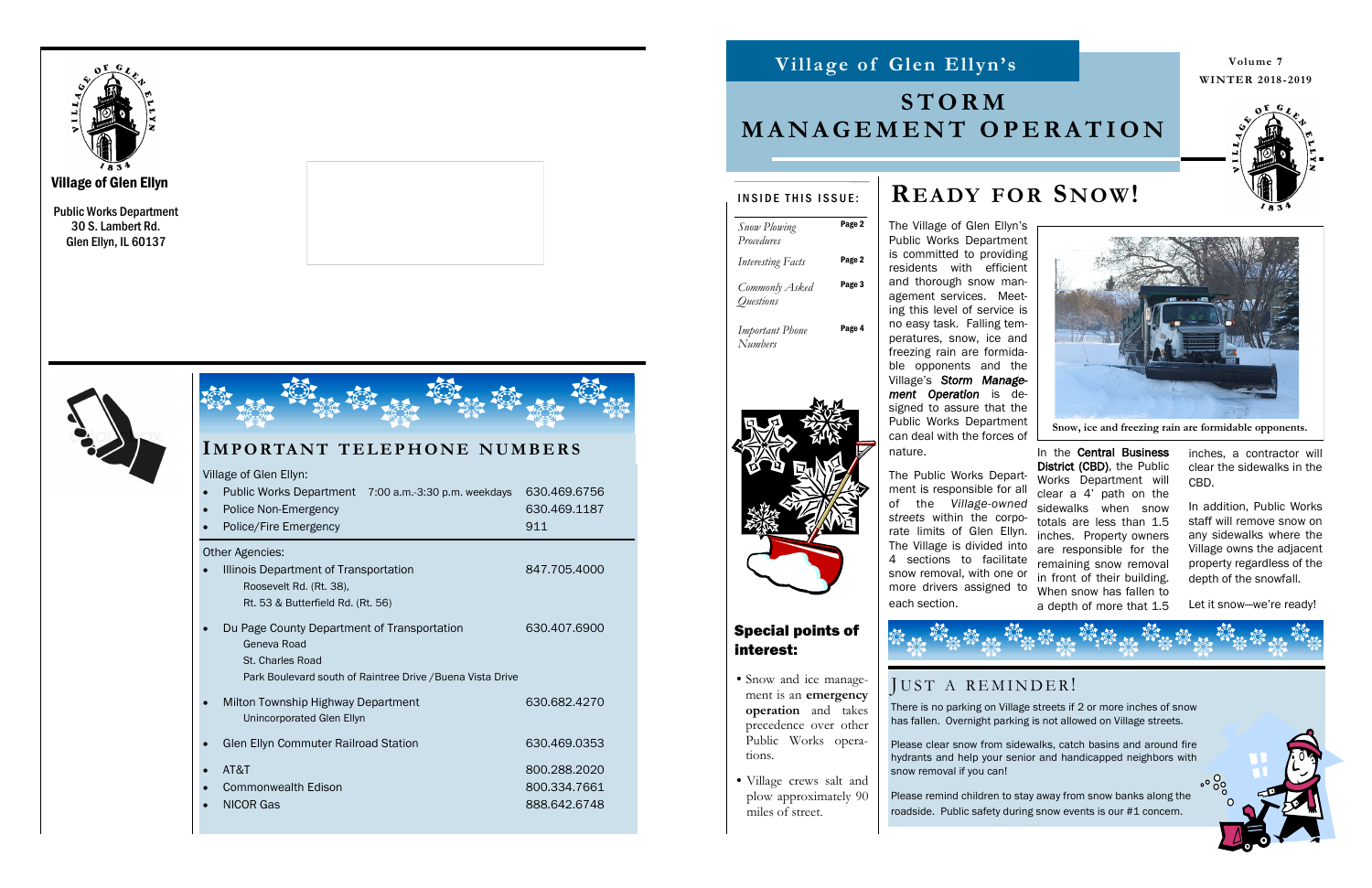Village of Glen Ellyn

Public Works Department
30 S. Lambert Rd.
Glen Ellyn, IL 60137

## Important telephone numbers

Village of Glen Ellyn:

- Public Works Department 7:00 a.m.-3:30 p.m. weekdays 630.469.6756
- Police Non-Emergency 630.469.1187
- Police/Fire Emergency 911

Other Agencies:

- Illinois Department of Transportation 847.705.4000
  - Roosevelt Rd. (Rt. 38),
  - Rt. 53 & Butterfield Rd. (Rt. 56)
- Du Page County Department of Transportation 630.407.6900
  - Geneva Road
  - St. Charles Road
  - Park Boulevard south of Raintree Drive /Buena Vista Drive
- Milton Township Highway Department 630.682.4270
  - Unincorporated Glen Ellyn
- Glen Ellyn Commuter Railroad Station 630.469.0353
- AT&T 800.288.2020
- Commonwealth Edison 800.334.7661
- NICOR Gas 888.642.6748

# Village of Glen Ellyn's STORM MANAGEMENT OPERATION

Volume 7
WINTER 2018-2019

**INSIDE THIS ISSUE:**

| | |
|---|---|
| *Snow Plowing Procedures* | Page 2 |
| *Interesting Facts* | Page 2 |
| *Commonly Asked Questions* | Page 3 |
| *Important Phone Numbers* | Page 4 |

### Special points of interest:

- Snow and ice management is an **emergency operation** and takes precedence over other Public Works operations.
- Village crews salt and plow approximately 90 miles of street.

## Ready for Snow!

The Village of Glen Ellyn's Public Works Department is committed to providing residents with efficient and thorough snow management services. Meeting this level of service is no easy task. Falling temperatures, snow, ice and freezing rain are formidable opponents and the Village's ***Storm Management Operation*** is designed to assure that the Public Works Department can deal with the forces of nature.

**Snow, ice and freezing rain are formidable opponents.**

The Public Works Department is responsible for all of the *Village-owned streets* within the corporate limits of Glen Ellyn. The Village is divided into 4 sections to facilitate snow removal, with one or more drivers assigned to each section.

In the **Central Business District (CBD)**, the Public Works Department will clear a 4' path on the sidewalks when snow totals are less than 1.5 inches. Property owners are responsible for the remaining snow removal in front of their building. When snow has fallen to a depth of more that 1.5 inches, a contractor will clear the sidewalks in the CBD.

In addition, Public Works staff will remove snow on any sidewalks where the Village owns the adjacent property regardless of the depth of the snowfall.

Let it snow—we're ready!

## Just a Reminder!

There is no parking on Village streets if 2 or more inches of snow has fallen. Overnight parking is not allowed on Village streets.

Please clear snow from sidewalks, catch basins and around fire hydrants and help your senior and handicapped neighbors with snow removal if you can!

Please remind children to stay away from snow banks along the roadside. Public safety during snow events is our #1 concern.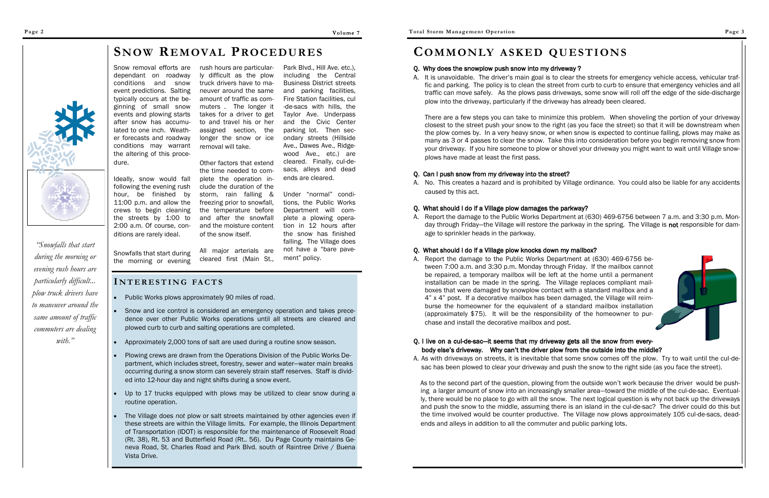# Snow Removal Procedures

*"Snowfalls that start during the morning or evening rush hours are particularly difficult... plow truck drivers have to maneuver around the same amount of traffic commuters are dealing with."*

Snow removal efforts are dependant on roadway conditions and snow event predictions. Salting typically occurs at the beginning of small snow events and plowing starts after snow has accumulated to one inch. Weather forecasts and roadway conditions may warrant the altering of this procedure.

Ideally, snow would fall following the evening rush hour, be finished by 11:00 p.m. and allow the crews to begin cleaning the streets by 1:00 to 2:00 a.m. Of course, conditions are rarely ideal.

Snowfalls that start during the morning or evening rush hours are particularly difficult as the plow truck drivers have to maneuver around the same amount of traffic as commuters . The longer it takes for a driver to get to and travel his or her assigned section, the longer the snow or ice removal will take.

Other factors that extend the time needed to complete the operation include the duration of the storm, rain falling & freezing prior to snowfall, the temperature before and after the snowfall and the moisture content of the snow itself.

All major arterials are cleared first (Main St., Park Blvd., Hill Ave. etc.), including the Central Business District streets and parking facilities, Fire Station facilities, cul-de-sacs with hills, the Taylor Ave. Underpass and the Civic Center parking lot. Then secondary streets (Hillside Ave., Dawes Ave., Ridgewood Ave., etc.) are cleared. Finally, cul-de-sacs, alleys and dead ends are cleared.

Under "normal" conditions, the Public Works Department will complete a plowing operation in 12 hours after the snow has finished falling. The Village does not have a "bare pavement" policy.

## Interesting Facts

- Public Works plows approximately 90 miles of road.
- Snow and ice control is considered an emergency operation and takes precedence over other Public Works operations until all streets are cleared and plowed curb to curb and salting operations are completed.
- Approximately 2,000 tons of salt are used during a routine snow season.
- Plowing crews are drawn from the Operations Division of the Public Works Department, which includes street, forestry, sewer and water—water main breaks occurring during a snow storm can severely strain staff reserves. Staff is divided into 12-hour day and night shifts during a snow event.
- Up to 17 trucks equipped with plows may be utilized to clear snow during a routine operation.
- The Village does *not* plow or salt streets maintained by other agencies even if these streets are within the Village limits. For example, the Illinois Department of Transportation (IDOT) is responsible for the maintenance of Roosevelt Road (Rt. 38), Rt. 53 and Butterfield Road (Rt.. 56). Du Page County maintains Geneva Road, St. Charles Road and Park Blvd. south of Raintree Drive / Buena Vista Drive.

# Commonly Asked Questions

**Q. Why does the snowplow push snow into my driveway ?**

A. It is unavoidable. The driver's main goal is to clear the streets for emergency vehicle access, vehicular traffic and parking. The policy is to clean the street from curb to curb to ensure that emergency vehicles and all traffic can move safely. As the plows pass driveways, some snow will roll off the edge of the side-discharge plow into the driveway, particularly if the driveway has already been cleared.

There are a few steps you can take to minimize this problem. When shoveling the portion of your driveway closest to the street push your snow to the right (as you face the street) so that it will be downstream when the plow comes by. In a very heavy snow, or when snow is expected to continue falling, plows may make as many as 3 or 4 passes to clear the snow. Take this into consideration before you begin removing snow from your driveway. If you hire someone to plow or shovel your driveway you might want to wait until Village snowplows have made at least the first pass.

**Q. Can I push snow from my driveway into the street?**

A. No. This creates a hazard and is prohibited by Village ordinance. You could also be liable for any accidents caused by this act.

**Q. What should I do if a Village plow damages the parkway?**

A. Report the damage to the Public Works Department at (630) 469-6756 between 7 a.m. and 3:30 p.m. Monday through Friday—the Village will restore the parkway in the spring. The Village is **not** responsible for damage to sprinkler heads in the parkway.

**Q. What should I do if a Village plow knocks down my mailbox?**

A. Report the damage to the Public Works Department at (630) 469-6756 between 7:00 a.m. and 3:30 p.m. Monday through Friday. If the mailbox cannot be repaired, a temporary mailbox will be left at the home until a permanent installation can be made in the spring. The Village replaces compliant mailboxes that were damaged by snowplow contact with a standard mailbox and a 4" x 4" post. If a decorative mailbox has been damaged, the Village will reimburse the homeowner for the equivalent of a standard mailbox installation (approximately $75). It will be the responsibility of the homeowner to purchase and install the decorative mailbox and post.

**Q. I live on a cul-de-sac—it seems that my driveway gets all the snow from everybody else's driveway. Why can't the driver plow from the outside into the middle?**

A. As with driveways on streets, it is inevitable that some snow comes off the plow. Try to wait until the cul-de-sac has been plowed to clear your driveway and push the snow to the right side (as you face the street).

As to the second part of the question, plowing from the outside won't work because the driver would be pushing a larger amount of snow into an increasingly smaller area—toward the middle of the cul-de-sac. Eventually, there would be no place to go with all the snow. The next logical question is why not back up the driveways and push the snow to the middle, assuming there is an island in the cul-de-sac? The driver could do this but the time involved would be counter productive. The Village now plows approximately 105 cul-de-sacs, dead-ends and alleys in addition to all the commuter and public parking lots.